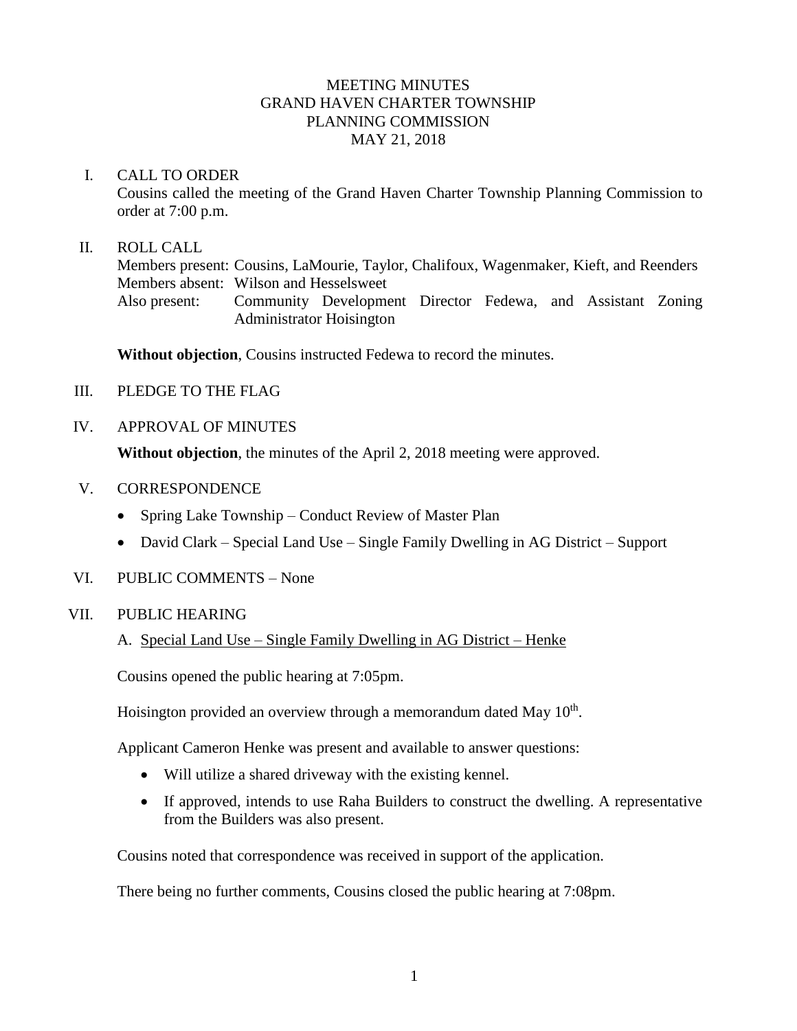# MEETING MINUTES
# GRAND HAVEN CHARTER TOWNSHIP
# PLANNING COMMISSION
# MAY 21, 2018

## I. CALL TO ORDER

Cousins called the meeting of the Grand Haven Charter Township Planning Commission to order at 7:00 p.m.

## II. ROLL CALL

Members present: Cousins, LaMourie, Taylor, Chalifoux, Wagenmaker, Kieft, and Reenders
Members absent: Wilson and Hesselsweet
Also present: Community Development Director Fedewa, and Assistant Zoning Administrator Hoisington

**Without objection**, Cousins instructed Fedewa to record the minutes.

## III. PLEDGE TO THE FLAG

## IV. APPROVAL OF MINUTES

**Without objection**, the minutes of the April 2, 2018 meeting were approved.

## V. CORRESPONDENCE

- Spring Lake Township – Conduct Review of Master Plan
- David Clark – Special Land Use – Single Family Dwelling in AG District – Support

## VI. PUBLIC COMMENTS – None

## VII. PUBLIC HEARING

A. Special Land Use – Single Family Dwelling in AG District – Henke

Cousins opened the public hearing at 7:05pm.

Hoisington provided an overview through a memorandum dated May 10th.

Applicant Cameron Henke was present and available to answer questions:

- Will utilize a shared driveway with the existing kennel.
- If approved, intends to use Raha Builders to construct the dwelling. A representative from the Builders was also present.

Cousins noted that correspondence was received in support of the application.

There being no further comments, Cousins closed the public hearing at 7:08pm.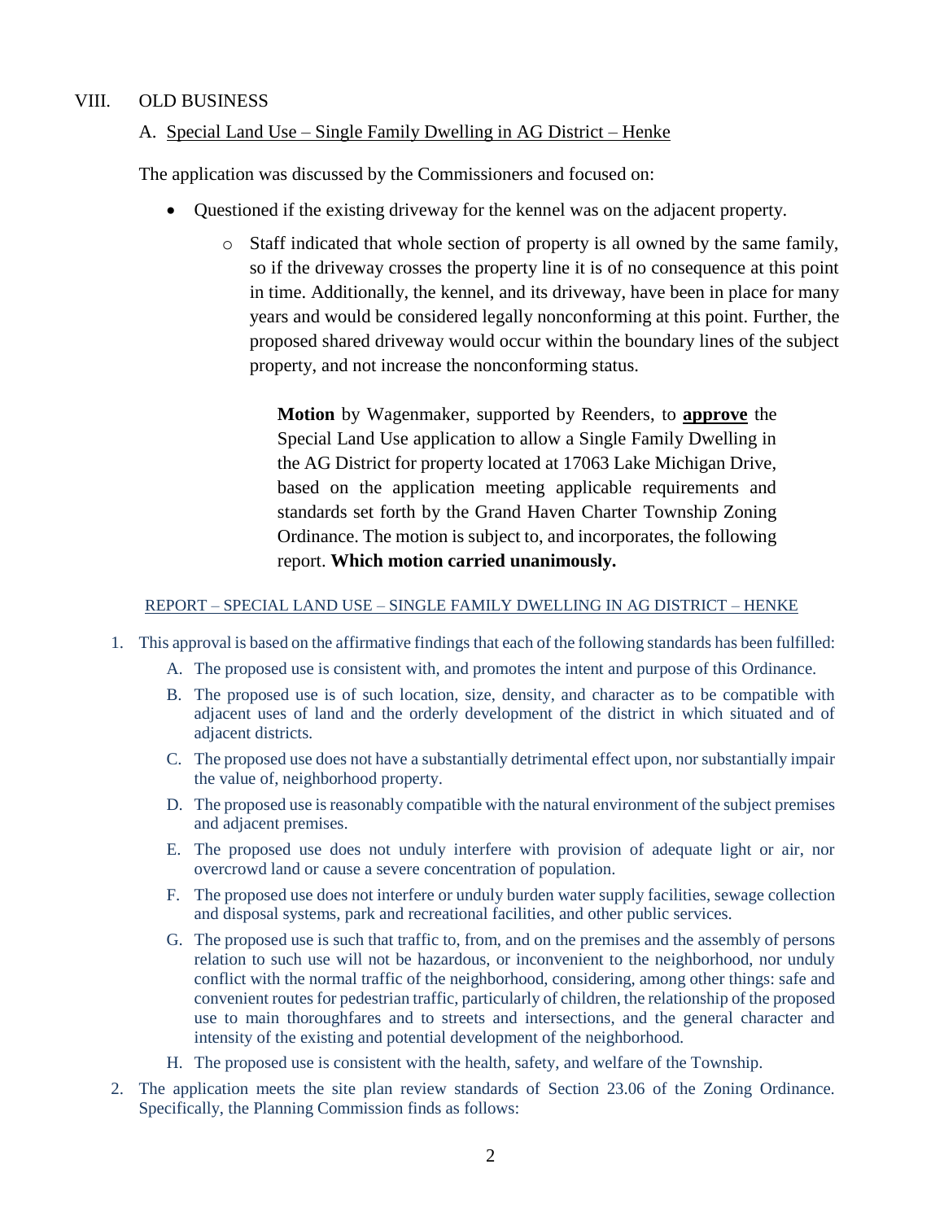## VIII. OLD BUSINESS

### A. Special Land Use – Single Family Dwelling in AG District – Henke

The application was discussed by the Commissioners and focused on:

- Questioned if the existing driveway for the kennel was on the adjacent property.
  - Staff indicated that whole section of property is all owned by the same family, so if the driveway crosses the property line it is of no consequence at this point in time. Additionally, the kennel, and its driveway, have been in place for many years and would be considered legally nonconforming at this point. Further, the proposed shared driveway would occur within the boundary lines of the subject property, and not increase the nonconforming status.

> **Motion** by Wagenmaker, supported by Reenders, to **approve** the Special Land Use application to allow a Single Family Dwelling in the AG District for property located at 17063 Lake Michigan Drive, based on the application meeting applicable requirements and standards set forth by the Grand Haven Charter Township Zoning Ordinance. The motion is subject to, and incorporates, the following report. **Which motion carried unanimously.**

REPORT – SPECIAL LAND USE – SINGLE FAMILY DWELLING IN AG DISTRICT – HENKE

1. This approval is based on the affirmative findings that each of the following standards has been fulfilled:
   A. The proposed use is consistent with, and promotes the intent and purpose of this Ordinance.
   B. The proposed use is of such location, size, density, and character as to be compatible with adjacent uses of land and the orderly development of the district in which situated and of adjacent districts.
   C. The proposed use does not have a substantially detrimental effect upon, nor substantially impair the value of, neighborhood property.
   D. The proposed use is reasonably compatible with the natural environment of the subject premises and adjacent premises.
   E. The proposed use does not unduly interfere with provision of adequate light or air, nor overcrowd land or cause a severe concentration of population.
   F. The proposed use does not interfere or unduly burden water supply facilities, sewage collection and disposal systems, park and recreational facilities, and other public services.
   G. The proposed use is such that traffic to, from, and on the premises and the assembly of persons relation to such use will not be hazardous, or inconvenient to the neighborhood, nor unduly conflict with the normal traffic of the neighborhood, considering, among other things: safe and convenient routes for pedestrian traffic, particularly of children, the relationship of the proposed use to main thoroughfares and to streets and intersections, and the general character and intensity of the existing and potential development of the neighborhood.
   H. The proposed use is consistent with the health, safety, and welfare of the Township.
2. The application meets the site plan review standards of Section 23.06 of the Zoning Ordinance. Specifically, the Planning Commission finds as follows: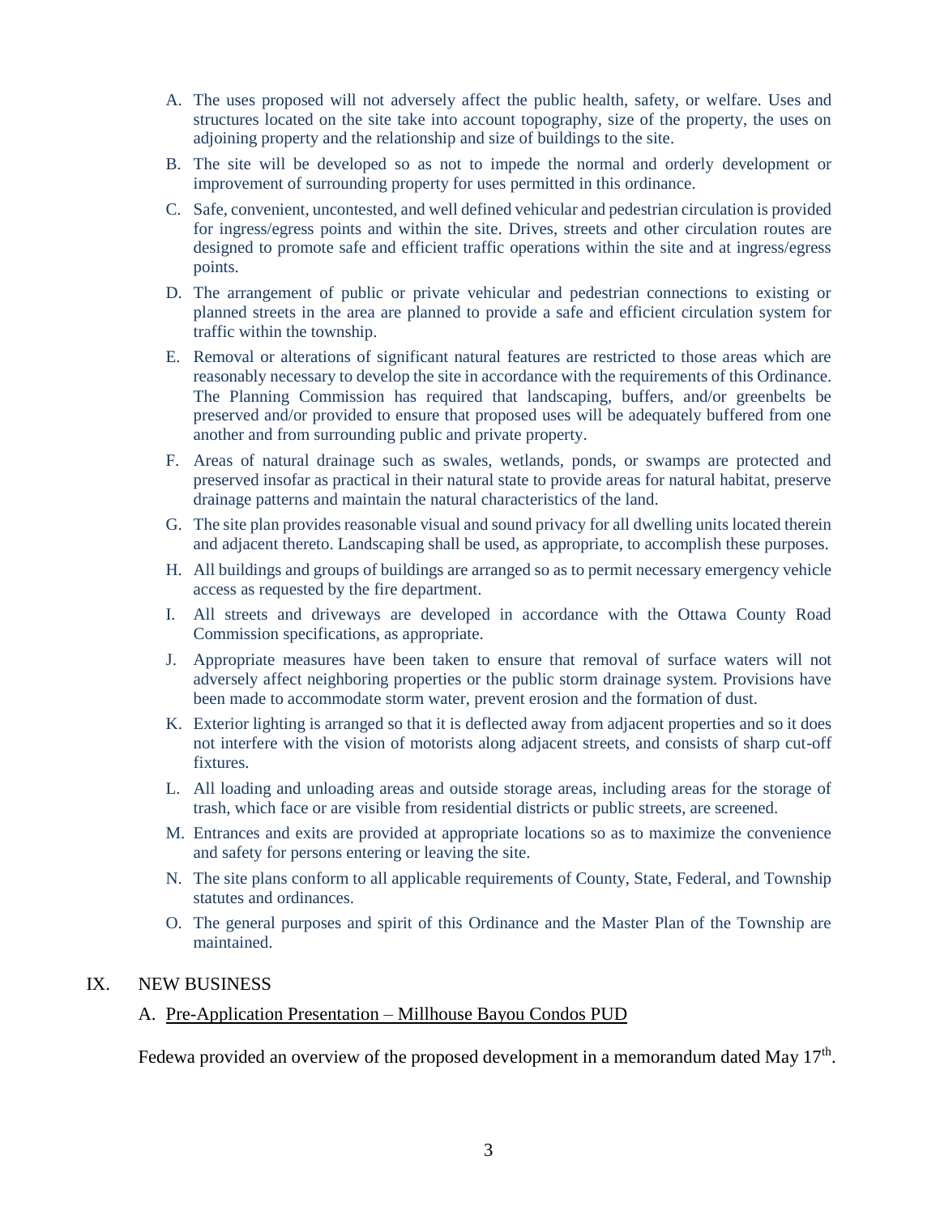A. The uses proposed will not adversely affect the public health, safety, or welfare. Uses and structures located on the site take into account topography, size of the property, the uses on adjoining property and the relationship and size of buildings to the site.

B. The site will be developed so as not to impede the normal and orderly development or improvement of surrounding property for uses permitted in this ordinance.

C. Safe, convenient, uncontested, and well defined vehicular and pedestrian circulation is provided for ingress/egress points and within the site. Drives, streets and other circulation routes are designed to promote safe and efficient traffic operations within the site and at ingress/egress points.

D. The arrangement of public or private vehicular and pedestrian connections to existing or planned streets in the area are planned to provide a safe and efficient circulation system for traffic within the township.

E. Removal or alterations of significant natural features are restricted to those areas which are reasonably necessary to develop the site in accordance with the requirements of this Ordinance. The Planning Commission has required that landscaping, buffers, and/or greenbelts be preserved and/or provided to ensure that proposed uses will be adequately buffered from one another and from surrounding public and private property.

F. Areas of natural drainage such as swales, wetlands, ponds, or swamps are protected and preserved insofar as practical in their natural state to provide areas for natural habitat, preserve drainage patterns and maintain the natural characteristics of the land.

G. The site plan provides reasonable visual and sound privacy for all dwelling units located therein and adjacent thereto. Landscaping shall be used, as appropriate, to accomplish these purposes.

H. All buildings and groups of buildings are arranged so as to permit necessary emergency vehicle access as requested by the fire department.

I. All streets and driveways are developed in accordance with the Ottawa County Road Commission specifications, as appropriate.

J. Appropriate measures have been taken to ensure that removal of surface waters will not adversely affect neighboring properties or the public storm drainage system. Provisions have been made to accommodate storm water, prevent erosion and the formation of dust.

K. Exterior lighting is arranged so that it is deflected away from adjacent properties and so it does not interfere with the vision of motorists along adjacent streets, and consists of sharp cut-off fixtures.

L. All loading and unloading areas and outside storage areas, including areas for the storage of trash, which face or are visible from residential districts or public streets, are screened.

M. Entrances and exits are provided at appropriate locations so as to maximize the convenience and safety for persons entering or leaving the site.

N. The site plans conform to all applicable requirements of County, State, Federal, and Township statutes and ordinances.

O. The general purposes and spirit of this Ordinance and the Master Plan of the Township are maintained.

## IX. NEW BUSINESS

### A. Pre-Application Presentation – Millhouse Bayou Condos PUD

Fedewa provided an overview of the proposed development in a memorandum dated May 17th.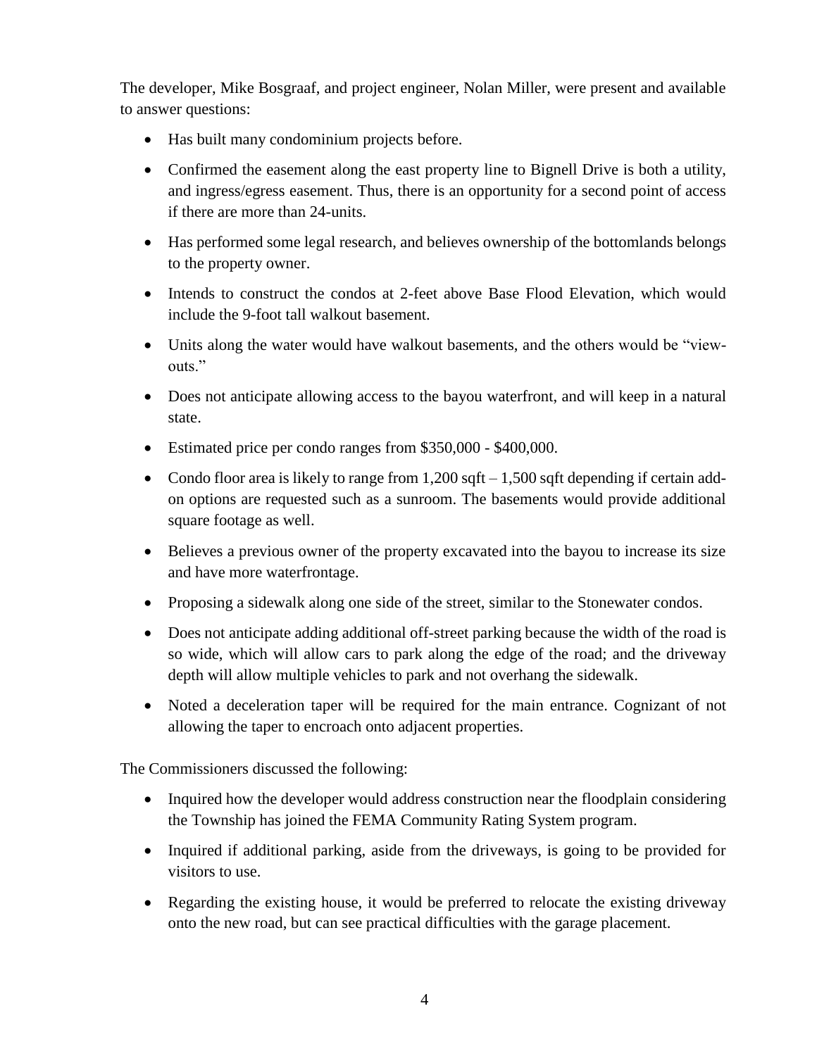The developer, Mike Bosgraaf, and project engineer, Nolan Miller, were present and available to answer questions:

- Has built many condominium projects before.
- Confirmed the easement along the east property line to Bignell Drive is both a utility, and ingress/egress easement. Thus, there is an opportunity for a second point of access if there are more than 24-units.
- Has performed some legal research, and believes ownership of the bottomlands belongs to the property owner.
- Intends to construct the condos at 2-feet above Base Flood Elevation, which would include the 9-foot tall walkout basement.
- Units along the water would have walkout basements, and the others would be "view-outs."
- Does not anticipate allowing access to the bayou waterfront, and will keep in a natural state.
- Estimated price per condo ranges from $350,000 - $400,000.
- Condo floor area is likely to range from 1,200 sqft – 1,500 sqft depending if certain add-on options are requested such as a sunroom. The basements would provide additional square footage as well.
- Believes a previous owner of the property excavated into the bayou to increase its size and have more waterfrontage.
- Proposing a sidewalk along one side of the street, similar to the Stonewater condos.
- Does not anticipate adding additional off-street parking because the width of the road is so wide, which will allow cars to park along the edge of the road; and the driveway depth will allow multiple vehicles to park and not overhang the sidewalk.
- Noted a deceleration taper will be required for the main entrance. Cognizant of not allowing the taper to encroach onto adjacent properties.

The Commissioners discussed the following:

- Inquired how the developer would address construction near the floodplain considering the Township has joined the FEMA Community Rating System program.
- Inquired if additional parking, aside from the driveways, is going to be provided for visitors to use.
- Regarding the existing house, it would be preferred to relocate the existing driveway onto the new road, but can see practical difficulties with the garage placement.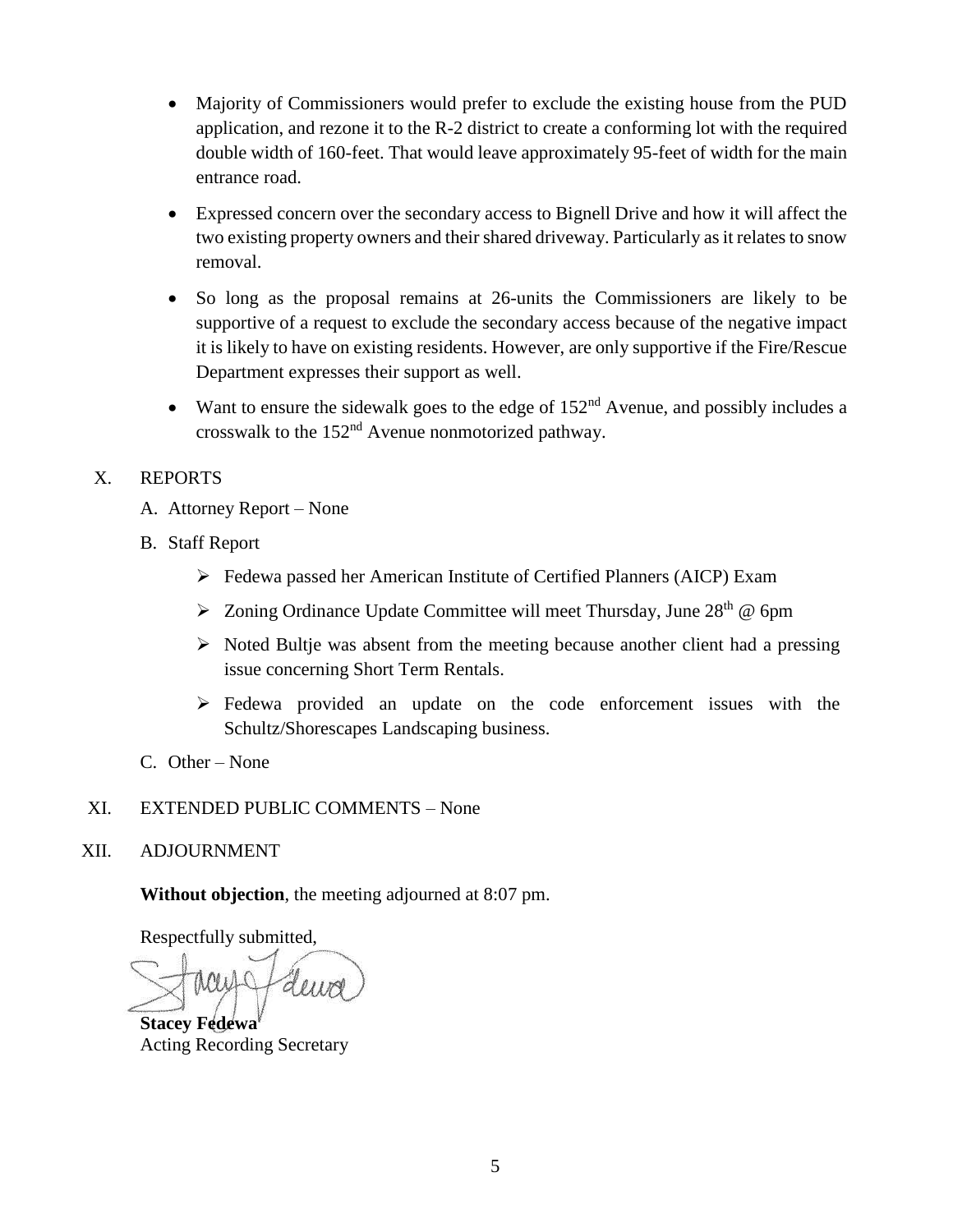- Majority of Commissioners would prefer to exclude the existing house from the PUD application, and rezone it to the R-2 district to create a conforming lot with the required double width of 160-feet. That would leave approximately 95-feet of width for the main entrance road.
- Expressed concern over the secondary access to Bignell Drive and how it will affect the two existing property owners and their shared driveway. Particularly as it relates to snow removal.
- So long as the proposal remains at 26-units the Commissioners are likely to be supportive of a request to exclude the secondary access because of the negative impact it is likely to have on existing residents. However, are only supportive if the Fire/Rescue Department expresses their support as well.
- Want to ensure the sidewalk goes to the edge of 152nd Avenue, and possibly includes a crosswalk to the 152nd Avenue nonmotorized pathway.

X. REPORTS

A. Attorney Report – None

B. Staff Report

- Fedewa passed her American Institute of Certified Planners (AICP) Exam
- Zoning Ordinance Update Committee will meet Thursday, June 28th @ 6pm
- Noted Bultje was absent from the meeting because another client had a pressing issue concerning Short Term Rentals.
- Fedewa provided an update on the code enforcement issues with the Schultz/Shorescapes Landscaping business.

C. Other – None

XI. EXTENDED PUBLIC COMMENTS – None

XII. ADJOURNMENT

**Without objection**, the meeting adjourned at 8:07 pm.

Respectfully submitted,

**Stacey Fedewa**
Acting Recording Secretary